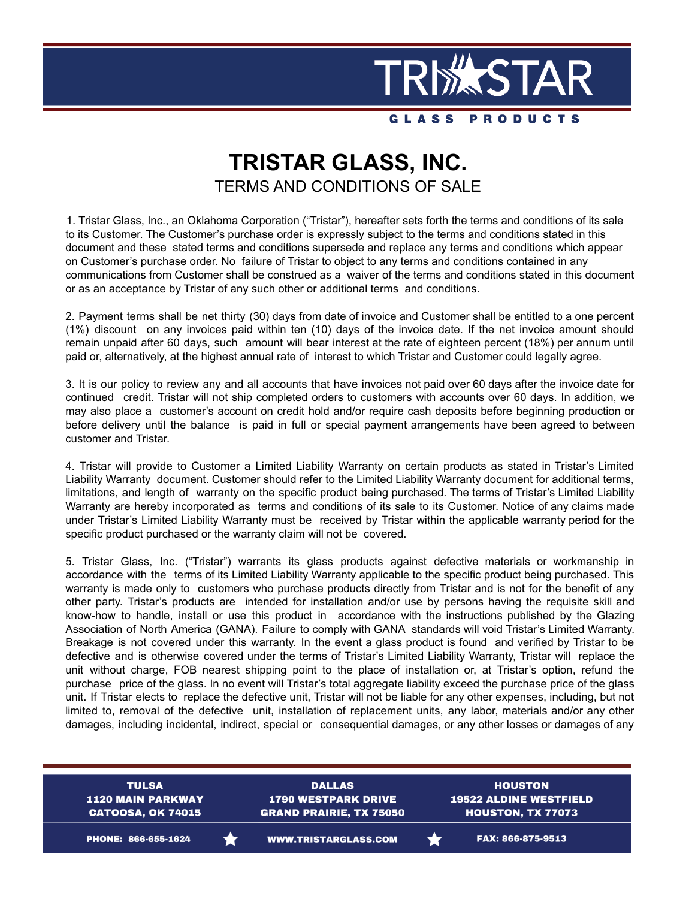# TRISTAR GLASS, INC.

## TERMS AND CONDITIONS OF SALE

1. Tristar Glass, Inc., an Oklahoma Corporation ("Tristar"), hereafter sets forth the terms and conditions of its sale to its Customer. The Customer's purchase order is expressly subject to the terms and conditions stated in this document and these stated terms and conditions supersede and replace any terms and conditions which appear on Customer's purchase order. No failure of Tristar to object to any terms and conditions contained in any communications from Customer shall be construed as a waiver of the terms and conditions stated in this document or as an acceptance by Tristar of any such other or additional terms and conditions.

2. Payment terms shall be net thirty (30) days from date of invoice and Customer shall be entitled to a one percent (1%) discount on any invoices paid within ten (10) days of the invoice date. If the net invoice amount should remain unpaid after 60 days, such amount will bear interest at the rate of eighteen percent (18%) per annum until paid or, alternatively, at the highest annual rate of interest to which Tristar and Customer could legally agree.

3. It is our policy to review any and all accounts that have invoices not paid over 60 days after the invoice date for continued credit. Tristar will not ship completed orders to customers with accounts over 60 days. In addition, we may also place a customer's account on credit hold and/or require cash deposits before beginning production or before delivery until the balance is paid in full or special payment arrangements have been agreed to between customer and Tristar.

4. Tristar will provide to Customer a Limited Liability Warranty on certain products as stated in Tristar's Limited Liability Warranty document. Customer should refer to the Limited Liability Warranty document for additional terms, limitations, and length of warranty on the specific product being purchased. The terms of Tristar's Limited Liability Warranty are hereby incorporated as terms and conditions of its sale to its Customer. Notice of any claims made under Tristar's Limited Liability Warranty must be received by Tristar within the applicable warranty period for the specific product purchased or the warranty claim will not be covered.

5. Tristar Glass, Inc. ("Tristar") warrants its glass products against defective materials or workmanship in accordance with the terms of its Limited Liability Warranty applicable to the specific product being purchased. This warranty is made only to customers who purchase products directly from Tristar and is not for the benefit of any other party. Tristar's products are intended for installation and/or use by persons having the requisite skill and know-how to handle, install or use this product in accordance with the instructions published by the Glazing Association of North America (GANA). Failure to comply with GANA standards will void Tristar's Limited Warranty. Breakage is not covered under this warranty. In the event a glass product is found and verified by Tristar to be defective and is otherwise covered under the terms of Tristar's Limited Liability Warranty, Tristar will replace the unit without charge, FOB nearest shipping point to the place of installation or, at Tristar's option, refund the purchase price of the glass. In no event will Tristar's total aggregate liability exceed the purchase price of the glass unit. If Tristar elects to replace the defective unit, Tristar will not be liable for any other expenses, including, but not limited to, removal of the defective unit, installation of replacement units, any labor, materials and/or any other damages, including incidental, indirect, special or consequential damages, or any other losses or damages of any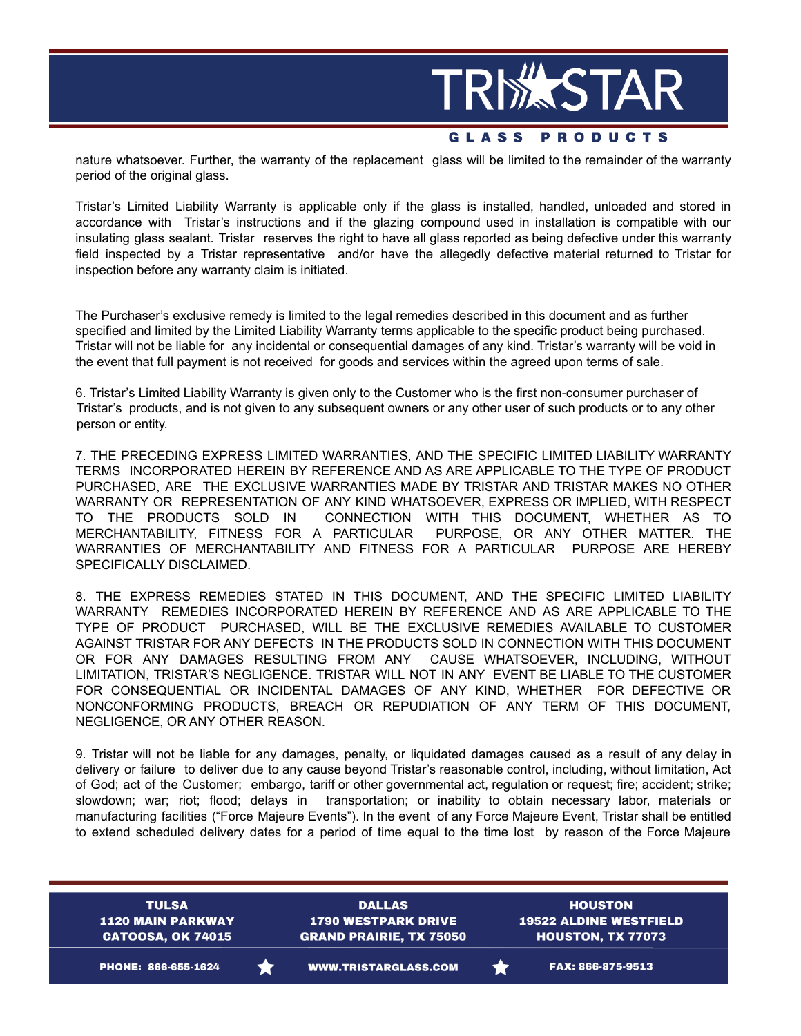nature whatsoever. Further, the warranty of the replacement glass will be limited to the remainder of the warranty period of the original glass.

Tristar's Limited Liability Warranty is applicable only if the glass is installed, handled, unloaded and stored in accordance with Tristar's instructions and if the glazing compound used in installation is compatible with our insulating glass sealant. Tristar reserves the right to have all glass reported as being defective under this warranty field inspected by a Tristar representative and/or have the allegedly defective material returned to Tristar for inspection before any warranty claim is initiated.

The Purchaser's exclusive remedy is limited to the legal remedies described in this document and as further specified and limited by the Limited Liability Warranty terms applicable to the specific product being purchased. Tristar will not be liable for any incidental or consequential damages of any kind. Tristar's warranty will be void in the event that full payment is not received for goods and services within the agreed upon terms of sale.

6. Tristar's Limited Liability Warranty is given only to the Customer who is the first non-consumer purchaser of Tristar's products, and is not given to any subsequent owners or any other user of such products or to any other person or entity.

7. THE PRECEDING EXPRESS LIMITED WARRANTIES, AND THE SPECIFIC LIMITED LIABILITY WARRANTY TERMS INCORPORATED HEREIN BY REFERENCE AND AS ARE APPLICABLE TO THE TYPE OF PRODUCT PURCHASED, ARE THE EXCLUSIVE WARRANTIES MADE BY TRISTAR AND TRISTAR MAKES NO OTHER WARRANTY OR REPRESENTATION OF ANY KIND WHATSOEVER, EXPRESS OR IMPLIED, WITH RESPECT TO THE PRODUCTS SOLD IN CONNECTION WITH THIS DOCUMENT, WHETHER AS TO MERCHANTABILITY, FITNESS FOR A PARTICULAR PURPOSE, OR ANY OTHER MATTER. THE WARRANTIES OF MERCHANTABILITY AND FITNESS FOR A PARTICULAR PURPOSE ARE HEREBY SPECIFICALLY DISCLAIMED.

8. THE EXPRESS REMEDIES STATED IN THIS DOCUMENT, AND THE SPECIFIC LIMITED LIABILITY WARRANTY REMEDIES INCORPORATED HEREIN BY REFERENCE AND AS ARE APPLICABLE TO THE TYPE OF PRODUCT PURCHASED, WILL BE THE EXCLUSIVE REMEDIES AVAILABLE TO CUSTOMER AGAINST TRISTAR FOR ANY DEFECTS IN THE PRODUCTS SOLD IN CONNECTION WITH THIS DOCUMENT OR FOR ANY DAMAGES RESULTING FROM ANY CAUSE WHATSOEVER, INCLUDING, WITHOUT LIMITATION, TRISTAR'S NEGLIGENCE. TRISTAR WILL NOT IN ANY EVENT BE LIABLE TO THE CUSTOMER FOR CONSEQUENTIAL OR INCIDENTAL DAMAGES OF ANY KIND, WHETHER FOR DEFECTIVE OR NONCONFORMING PRODUCTS, BREACH OR REPUDIATION OF ANY TERM OF THIS DOCUMENT, NEGLIGENCE, OR ANY OTHER REASON.

9. Tristar will not be liable for any damages, penalty, or liquidated damages caused as a result of any delay in delivery or failure to deliver due to any cause beyond Tristar's reasonable control, including, without limitation, Act of God; act of the Customer; embargo, tariff or other governmental act, regulation or request; fire; accident; strike; slowdown; war; riot; flood; delays in transportation; or inability to obtain necessary labor, materials or manufacturing facilities ("Force Majeure Events"). In the event of any Force Majeure Event, Tristar shall be entitled to extend scheduled delivery dates for a period of time equal to the time lost by reason of the Force Majeure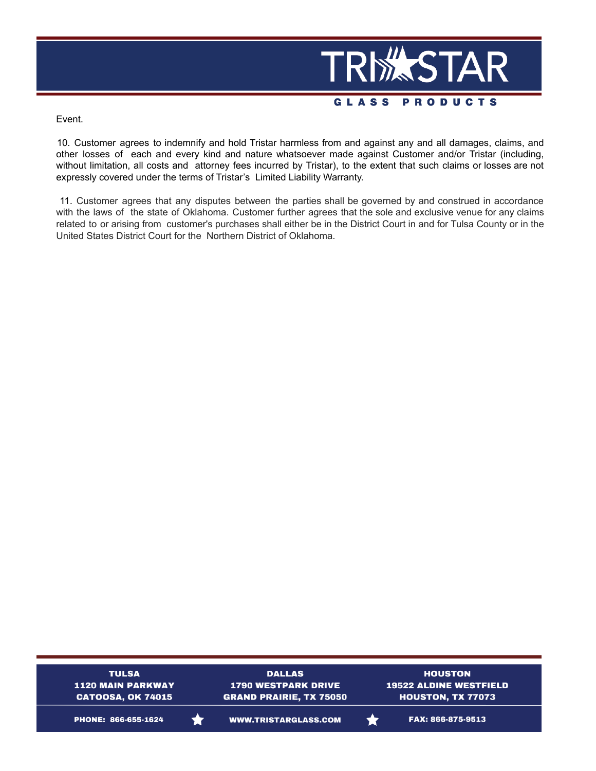Event.

10. Customer agrees to indemnify and hold Tristar harmless from and against any and all damages, claims, and other losses of each and every kind and nature whatsoever made against Customer and/or Tristar (including, without limitation, all costs and attorney fees incurred by Tristar), to the extent that such claims or losses are not expressly covered under the terms of Tristar's Limited Liability Warranty.

11. Customer agrees that any disputes between the parties shall be governed by and construed in accordance with the laws of the state of Oklahoma. Customer further agrees that the sole and exclusive venue for any claims related to or arising from customer's purchases shall either be in the District Court in and for Tulsa County or in the United States District Court for the Northern District of Oklahoma.